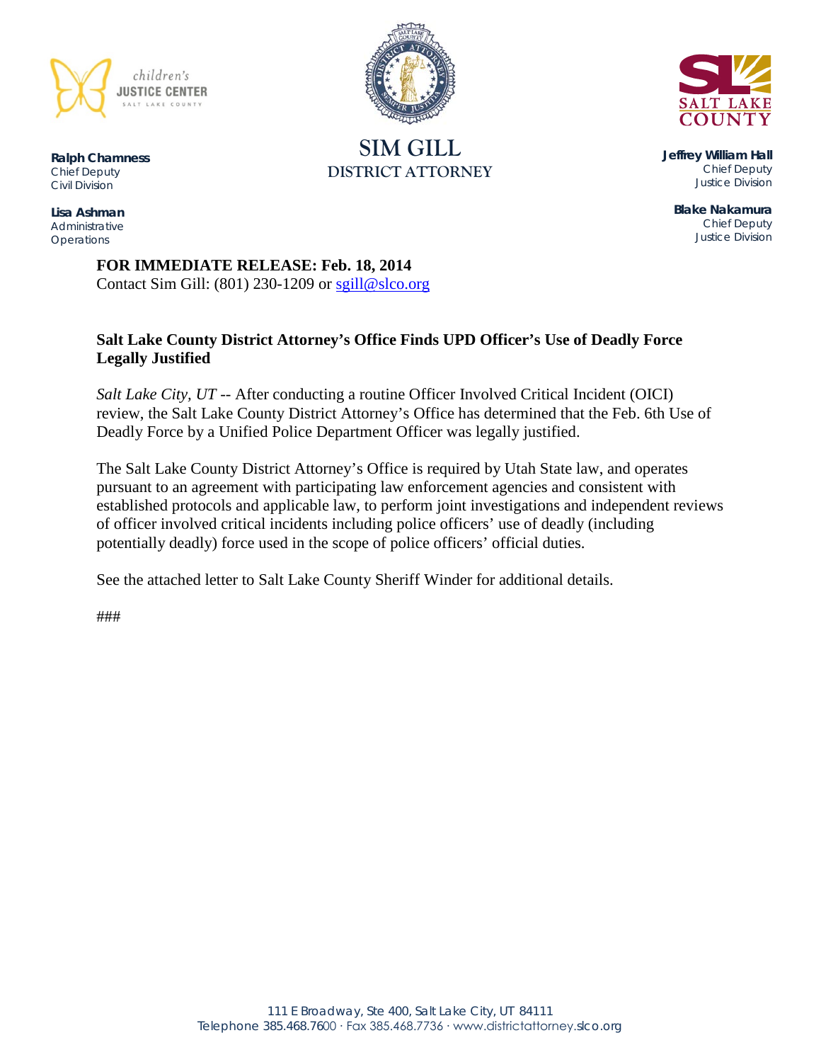children's
**JUSTICE CENTER**
SALT LAKE COUNTY

**Ralph Chamness**
Chief Deputy
Civil Division

**Lisa Ashman**
Administrative
Operations

SIM GILL
DISTRICT ATTORNEY

SALT LAKE COUNTY

**Jeffrey William Hall**
Chief Deputy
Justice Division

**Blake Nakamura**
Chief Deputy
Justice Division

**FOR IMMEDIATE RELEASE: Feb. 18, 2014**
Contact Sim Gill: (801) 230-1209 or sgill@slco.org

**Salt Lake County District Attorney's Office Finds UPD Officer's Use of Deadly Force Legally Justified**

*Salt Lake City, UT* -- After conducting a routine Officer Involved Critical Incident (OICI) review, the Salt Lake County District Attorney's Office has determined that the Feb. 6th Use of Deadly Force by a Unified Police Department Officer was legally justified.

The Salt Lake County District Attorney's Office is required by Utah State law, and operates pursuant to an agreement with participating law enforcement agencies and consistent with established protocols and applicable law, to perform joint investigations and independent reviews of officer involved critical incidents including police officers' use of deadly (including potentially deadly) force used in the scope of police officers' official duties.

See the attached letter to Salt Lake County Sheriff Winder for additional details.

###

111 E Broadway, Ste 400, Salt Lake City, UT 84111
Telephone 385.468.7600 · Fax 385.468.7736 · www.districtattorney.slco.org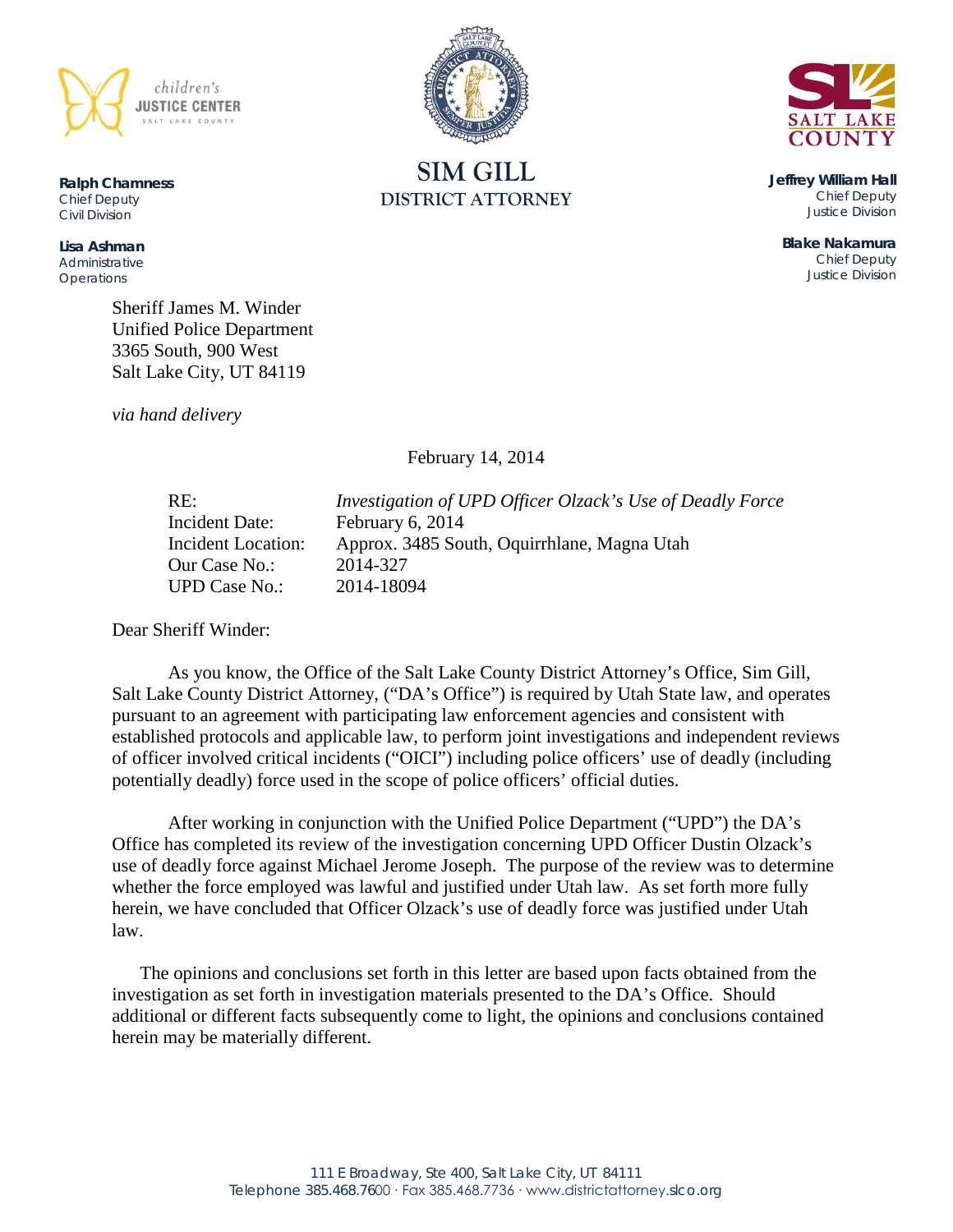children's JUSTICE CENTER SALT LAKE COUNTY

**SIM GILL**
**DISTRICT ATTORNEY**

SALT LAKE COUNTY

**Ralph Chamness**
Chief Deputy
Civil Division

**Lisa Ashman**
Administrative Operations

**Jeffrey William Hall**
Chief Deputy
Justice Division

**Blake Nakamura**
Chief Deputy
Justice Division

Sheriff James M. Winder
Unified Police Department
3365 South, 900 West
Salt Lake City, UT 84119

*via hand delivery*

February 14, 2014

| | |
|---|---|
| RE: | *Investigation of UPD Officer Olzack's Use of Deadly Force* |
| Incident Date: | February 6, 2014 |
| Incident Location: | Approx. 3485 South, Oquirrhlane, Magna Utah |
| Our Case No.: | 2014-327 |
| UPD Case No.: | 2014-18094 |

Dear Sheriff Winder:

As you know, the Office of the Salt Lake County District Attorney's Office, Sim Gill, Salt Lake County District Attorney, ("DA's Office") is required by Utah State law, and operates pursuant to an agreement with participating law enforcement agencies and consistent with established protocols and applicable law, to perform joint investigations and independent reviews of officer involved critical incidents ("OICI") including police officers' use of deadly (including potentially deadly) force used in the scope of police officers' official duties.

After working in conjunction with the Unified Police Department ("UPD") the DA's Office has completed its review of the investigation concerning UPD Officer Dustin Olzack's use of deadly force against Michael Jerome Joseph. The purpose of the review was to determine whether the force employed was lawful and justified under Utah law. As set forth more fully herein, we have concluded that Officer Olzack's use of deadly force was justified under Utah law.

The opinions and conclusions set forth in this letter are based upon facts obtained from the investigation as set forth in investigation materials presented to the DA's Office. Should additional or different facts subsequently come to light, the opinions and conclusions contained herein may be materially different.

111 E Broadway, Ste 400, Salt Lake City, UT 84111
Telephone 385.468.7600 · Fax 385.468.7736 · www.districtattorney.slco.org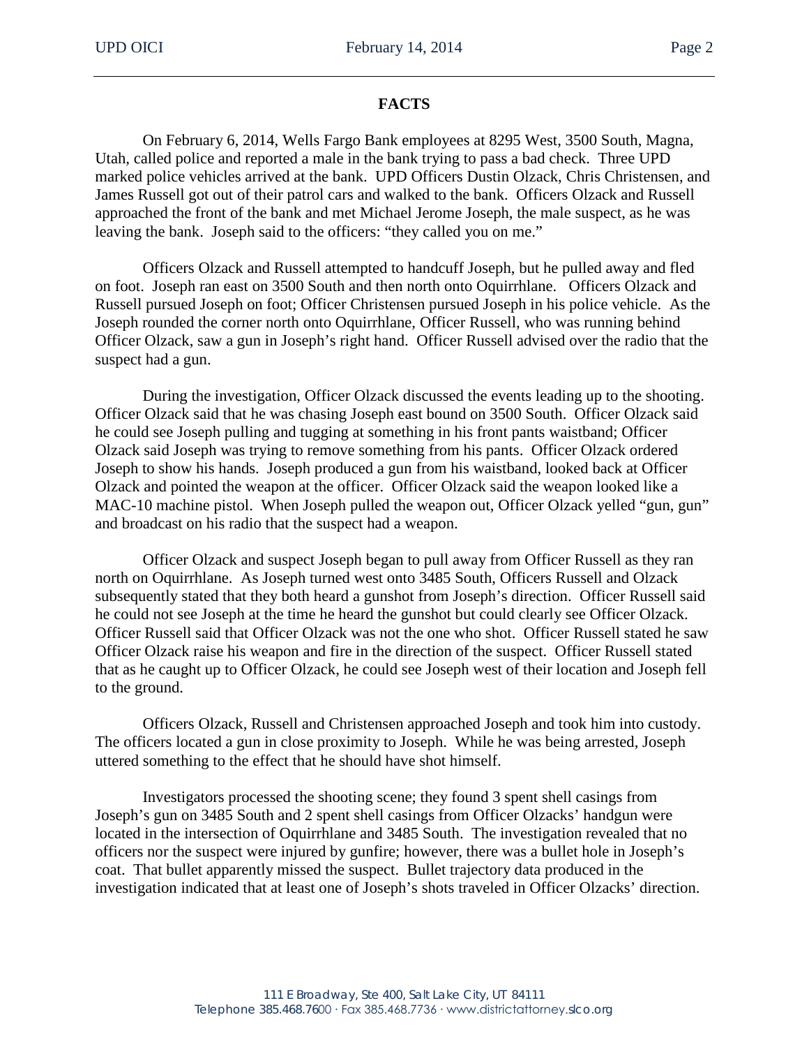## FACTS

On February 6, 2014, Wells Fargo Bank employees at 8295 West, 3500 South, Magna, Utah, called police and reported a male in the bank trying to pass a bad check. Three UPD marked police vehicles arrived at the bank. UPD Officers Dustin Olzack, Chris Christensen, and James Russell got out of their patrol cars and walked to the bank. Officers Olzack and Russell approached the front of the bank and met Michael Jerome Joseph, the male suspect, as he was leaving the bank. Joseph said to the officers: "they called you on me."

Officers Olzack and Russell attempted to handcuff Joseph, but he pulled away and fled on foot. Joseph ran east on 3500 South and then north onto Oquirrhlane. Officers Olzack and Russell pursued Joseph on foot; Officer Christensen pursued Joseph in his police vehicle. As the Joseph rounded the corner north onto Oquirrhlane, Officer Russell, who was running behind Officer Olzack, saw a gun in Joseph's right hand. Officer Russell advised over the radio that the suspect had a gun.

During the investigation, Officer Olzack discussed the events leading up to the shooting. Officer Olzack said that he was chasing Joseph east bound on 3500 South. Officer Olzack said he could see Joseph pulling and tugging at something in his front pants waistband; Officer Olzack said Joseph was trying to remove something from his pants. Officer Olzack ordered Joseph to show his hands. Joseph produced a gun from his waistband, looked back at Officer Olzack and pointed the weapon at the officer. Officer Olzack said the weapon looked like a MAC-10 machine pistol. When Joseph pulled the weapon out, Officer Olzack yelled "gun, gun" and broadcast on his radio that the suspect had a weapon.

Officer Olzack and suspect Joseph began to pull away from Officer Russell as they ran north on Oquirrhlane. As Joseph turned west onto 3485 South, Officers Russell and Olzack subsequently stated that they both heard a gunshot from Joseph's direction. Officer Russell said he could not see Joseph at the time he heard the gunshot but could clearly see Officer Olzack. Officer Russell said that Officer Olzack was not the one who shot. Officer Russell stated he saw Officer Olzack raise his weapon and fire in the direction of the suspect. Officer Russell stated that as he caught up to Officer Olzack, he could see Joseph west of their location and Joseph fell to the ground.

Officers Olzack, Russell and Christensen approached Joseph and took him into custody. The officers located a gun in close proximity to Joseph. While he was being arrested, Joseph uttered something to the effect that he should have shot himself.

Investigators processed the shooting scene; they found 3 spent shell casings from Joseph's gun on 3485 South and 2 spent shell casings from Officer Olzacks' handgun were located in the intersection of Oquirrhlane and 3485 South. The investigation revealed that no officers nor the suspect were injured by gunfire; however, there was a bullet hole in Joseph's coat. That bullet apparently missed the suspect. Bullet trajectory data produced in the investigation indicated that at least one of Joseph's shots traveled in Officer Olzacks' direction.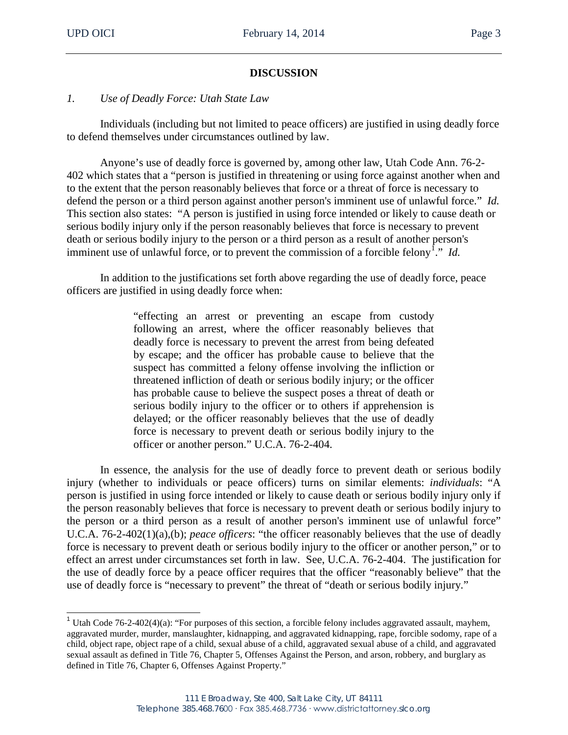## DISCUSSION

*1. Use of Deadly Force: Utah State Law*

Individuals (including but not limited to peace officers) are justified in using deadly force to defend themselves under circumstances outlined by law.

Anyone's use of deadly force is governed by, among other law, Utah Code Ann. 76-2-402 which states that a "person is justified in threatening or using force against another when and to the extent that the person reasonably believes that force or a threat of force is necessary to defend the person or a third person against another person's imminent use of unlawful force." *Id.* This section also states: "A person is justified in using force intended or likely to cause death or serious bodily injury only if the person reasonably believes that force is necessary to prevent death or serious bodily injury to the person or a third person as a result of another person's imminent use of unlawful force, or to prevent the commission of a forcible felony[1]." *Id.*

In addition to the justifications set forth above regarding the use of deadly force, peace officers are justified in using deadly force when:

> "effecting an arrest or preventing an escape from custody following an arrest, where the officer reasonably believes that deadly force is necessary to prevent the arrest from being defeated by escape; and the officer has probable cause to believe that the suspect has committed a felony offense involving the infliction or threatened infliction of death or serious bodily injury; or the officer has probable cause to believe the suspect poses a threat of death or serious bodily injury to the officer or to others if apprehension is delayed; or the officer reasonably believes that the use of deadly force is necessary to prevent death or serious bodily injury to the officer or another person." U.C.A. 76-2-404.

In essence, the analysis for the use of deadly force to prevent death or serious bodily injury (whether to individuals or peace officers) turns on similar elements: *individuals*: "A person is justified in using force intended or likely to cause death or serious bodily injury only if the person reasonably believes that force is necessary to prevent death or serious bodily injury to the person or a third person as a result of another person's imminent use of unlawful force" U.C.A. 76-2-402(1)(a),(b); *peace officers*: "the officer reasonably believes that the use of deadly force is necessary to prevent death or serious bodily injury to the officer or another person," or to effect an arrest under circumstances set forth in law. See, U.C.A. 76-2-404. The justification for the use of deadly force by a peace officer requires that the officer "reasonably believe" that the use of deadly force is "necessary to prevent" the threat of "death or serious bodily injury."

---

[1] Utah Code 76-2-402(4)(a): "For purposes of this section, a forcible felony includes aggravated assault, mayhem, aggravated murder, murder, manslaughter, kidnapping, and aggravated kidnapping, rape, forcible sodomy, rape of a child, object rape, object rape of a child, sexual abuse of a child, aggravated sexual abuse of a child, and aggravated sexual assault as defined in Title 76, Chapter 5, Offenses Against the Person, and arson, robbery, and burglary as defined in Title 76, Chapter 6, Offenses Against Property."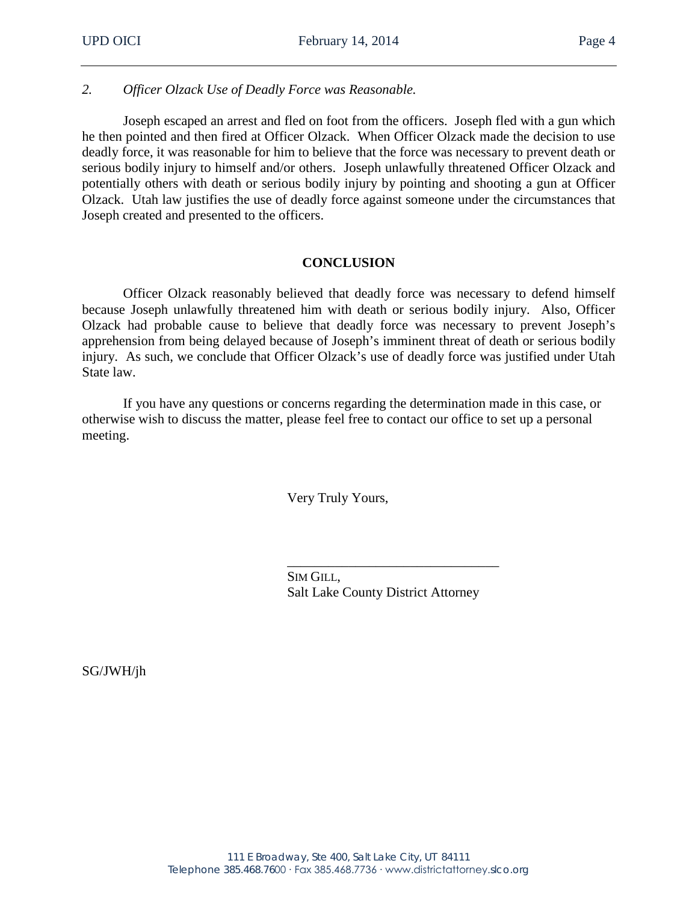*2. Officer Olzack Use of Deadly Force was Reasonable.*

Joseph escaped an arrest and fled on foot from the officers. Joseph fled with a gun which he then pointed and then fired at Officer Olzack. When Officer Olzack made the decision to use deadly force, it was reasonable for him to believe that the force was necessary to prevent death or serious bodily injury to himself and/or others. Joseph unlawfully threatened Officer Olzack and potentially others with death or serious bodily injury by pointing and shooting a gun at Officer Olzack. Utah law justifies the use of deadly force against someone under the circumstances that Joseph created and presented to the officers.

**CONCLUSION**

Officer Olzack reasonably believed that deadly force was necessary to defend himself because Joseph unlawfully threatened him with death or serious bodily injury. Also, Officer Olzack had probable cause to believe that deadly force was necessary to prevent Joseph's apprehension from being delayed because of Joseph's imminent threat of death or serious bodily injury. As such, we conclude that Officer Olzack's use of deadly force was justified under Utah State law.

If you have any questions or concerns regarding the determination made in this case, or otherwise wish to discuss the matter, please feel free to contact our office to set up a personal meeting.

Very Truly Yours,

\_\_\_\_\_\_\_\_\_\_\_\_\_\_\_\_\_\_\_\_\_\_\_\_\_\_\_\_\_\_\_\_

SIM GILL,
Salt Lake County District Attorney

SG/JWH/jh

111 E Broadway, Ste 400, Salt Lake City, UT 84111
Telephone 385.468.7600 · Fax 385.468.7736 · www.districtattorney.slco.org